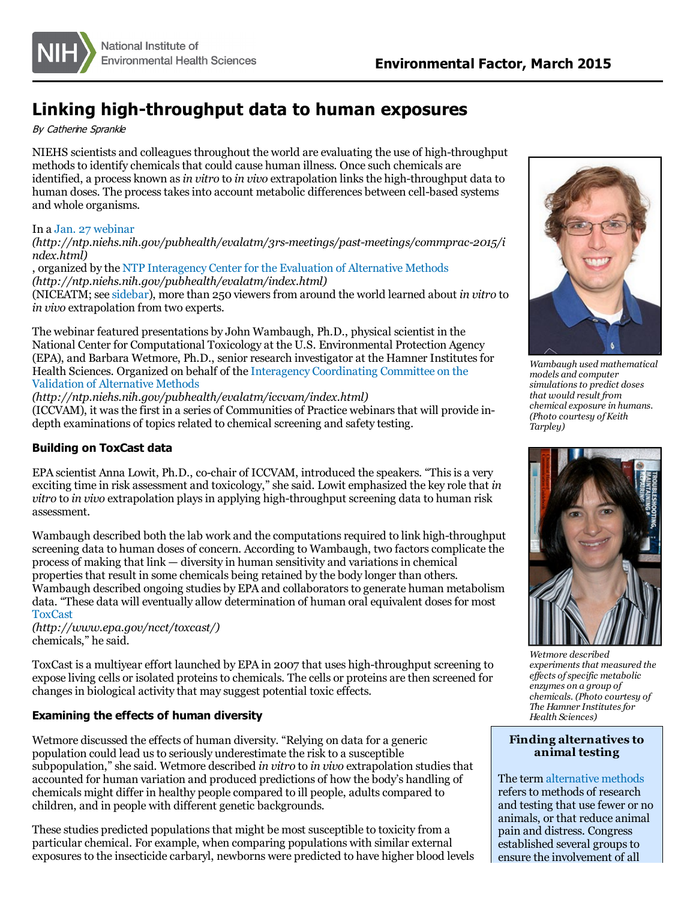# Linking high-throughput data to human exposures

*By Catherine Sprankle*

NIEHS scientists and colleagues throughout the world are evaluating the use of high-throughput methods to identify chemicals that could cause human illness. Once such chemicals are identified, a process known as *in vitro* to *in vivo* extrapolation links the high-throughput data to human doses. The process takes into account metabolic differences between cell-based systems and whole organisms.

In a Jan. 27 webinar *(http://ntp.niehs.nih.gov/pubhealth/evalatm/3rs-meetings/past-meetings/commprac-2015/index.html)*, organized by the NTP Interagency Center for the Evaluation of Alternative Methods *(http://ntp.niehs.nih.gov/pubhealth/evalatm/index.html)* (NICEATM; see sidebar), more than 250 viewers from around the world learned about *in vitro* to *in vivo* extrapolation from two experts.

The webinar featured presentations by John Wambaugh, Ph.D., physical scientist in the National Center for Computational Toxicology at the U.S. Environmental Protection Agency (EPA), and Barbara Wetmore, Ph.D., senior research investigator at the Hamner Institutes for Health Sciences. Organized on behalf of the Interagency Coordinating Committee on the Validation of Alternative Methods *(http://ntp.niehs.nih.gov/pubhealth/evalatm/iccvam/index.html)* (ICCVAM), it was the first in a series of Communities of Practice webinars that will provide in-depth examinations of topics related to chemical screening and safety testing.

*Wambaugh used mathematical models and computer simulations to predict doses that would result from chemical exposure in humans. (Photo courtesy of Keith Tarpley)*

*Wetmore described experiments that measured the effects of specific metabolic enzymes on a group of chemicals. (Photo courtesy of The Hamner Institutes for Health Sciences)*

### Building on ToxCast data

EPA scientist Anna Lowit, Ph.D., co-chair of ICCVAM, introduced the speakers. "This is a very exciting time in risk assessment and toxicology," she said. Lowit emphasized the key role that *in vitro* to *in vivo* extrapolation plays in applying high-throughput screening data to human risk assessment.

Wambaugh described both the lab work and the computations required to link high-throughput screening data to human doses of concern. According to Wambaugh, two factors complicate the process of making that link — diversity in human sensitivity and variations in chemical properties that result in some chemicals being retained by the body longer than others. Wambaugh described ongoing studies by EPA and collaborators to generate human metabolism data. "These data will eventually allow determination of human oral equivalent doses for most ToxCast *(http://www.epa.gov/ncct/toxcast/)* chemicals," he said.

ToxCast is a multiyear effort launched by EPA in 2007 that uses high-throughput screening to expose living cells or isolated proteins to chemicals. The cells or proteins are then screened for changes in biological activity that may suggest potential toxic effects.

### Examining the effects of human diversity

Wetmore discussed the effects of human diversity. "Relying on data for a generic population could lead us to seriously underestimate the risk to a susceptible subpopulation," she said. Wetmore described *in vitro* to *in vivo* extrapolation studies that accounted for human variation and produced predictions of how the body's handling of chemicals might differ in healthy people compared to ill people, adults compared to children, and in people with different genetic backgrounds.

These studies predicted populations that might be most susceptible to toxicity from a particular chemical. For example, when comparing populations with similar external exposures to the insecticide carbaryl, newborns were predicted to have higher blood levels

**Finding alternatives to animal testing**

The term alternative methods refers to methods of research and testing that use fewer or no animals, or that reduce animal pain and distress. Congress established several groups to ensure the involvement of all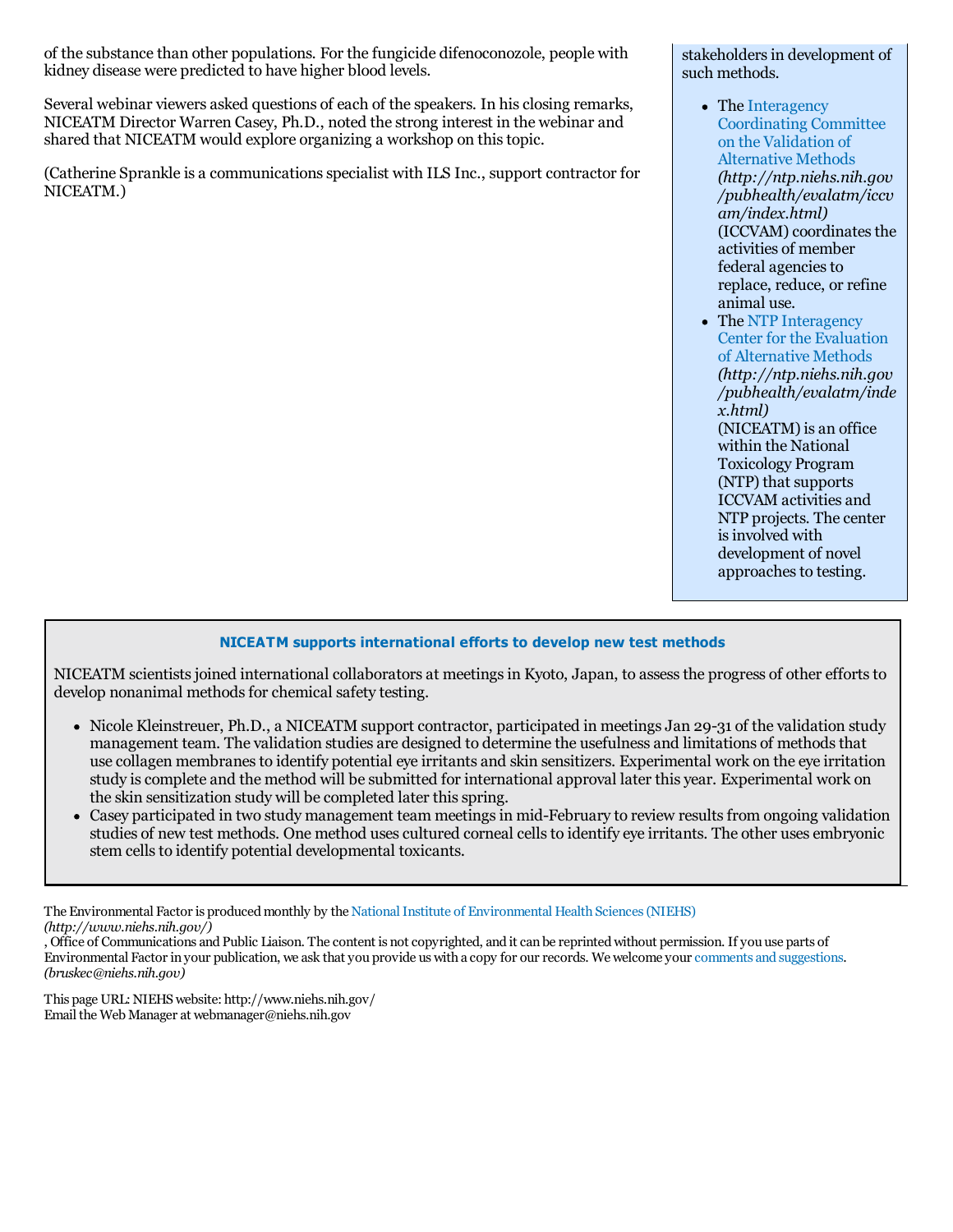of the substance than other populations. For the fungicide difenoconozole, people with kidney disease were predicted to have higher blood levels.

Several webinar viewers asked questions of each of the speakers. In his closing remarks, NICEATM Director Warren Casey, Ph.D., noted the strong interest in the webinar and shared that NICEATM would explore organizing a workshop on this topic.

(Catherine Sprankle is a communications specialist with ILS Inc., support contractor for NICEATM.)

stakeholders in development of such methods.

- The Interagency Coordinating Committee on the Validation of Alternative Methods *(http://ntp.niehs.nih.gov/pubhealth/evalatm/iccvam/index.html)* (ICCVAM) coordinates the activities of member federal agencies to replace, reduce, or refine animal use.
- The NTP Interagency Center for the Evaluation of Alternative Methods *(http://ntp.niehs.nih.gov/pubhealth/evalatm/index.html)* (NICEATM) is an office within the National Toxicology Program (NTP) that supports ICCVAM activities and NTP projects. The center is involved with development of novel approaches to testing.

### NICEATM supports international efforts to develop new test methods

NICEATM scientists joined international collaborators at meetings in Kyoto, Japan, to assess the progress of other efforts to develop nonanimal methods for chemical safety testing.

- Nicole Kleinstreuer, Ph.D., a NICEATM support contractor, participated in meetings Jan 29-31 of the validation study management team. The validation studies are designed to determine the usefulness and limitations of methods that use collagen membranes to identify potential eye irritants and skin sensitizers. Experimental work on the eye irritation study is complete and the method will be submitted for international approval later this year. Experimental work on the skin sensitization study will be completed later this spring.
- Casey participated in two study management team meetings in mid-February to review results from ongoing validation studies of new test methods. One method uses cultured corneal cells to identify eye irritants. The other uses embryonic stem cells to identify potential developmental toxicants.

The Environmental Factor is produced monthly by the National Institute of Environmental Health Sciences (NIEHS) *(http://www.niehs.nih.gov/)*, Office of Communications and Public Liaison. The content is not copyrighted, and it can be reprinted without permission. If you use parts of Environmental Factor in your publication, we ask that you provide us with a copy for our records. We welcome your comments and suggestions. *(bruskec@niehs.nih.gov)*

This page URL: NIEHS website: http://www.niehs.nih.gov/
Email the Web Manager at webmanager@niehs.nih.gov